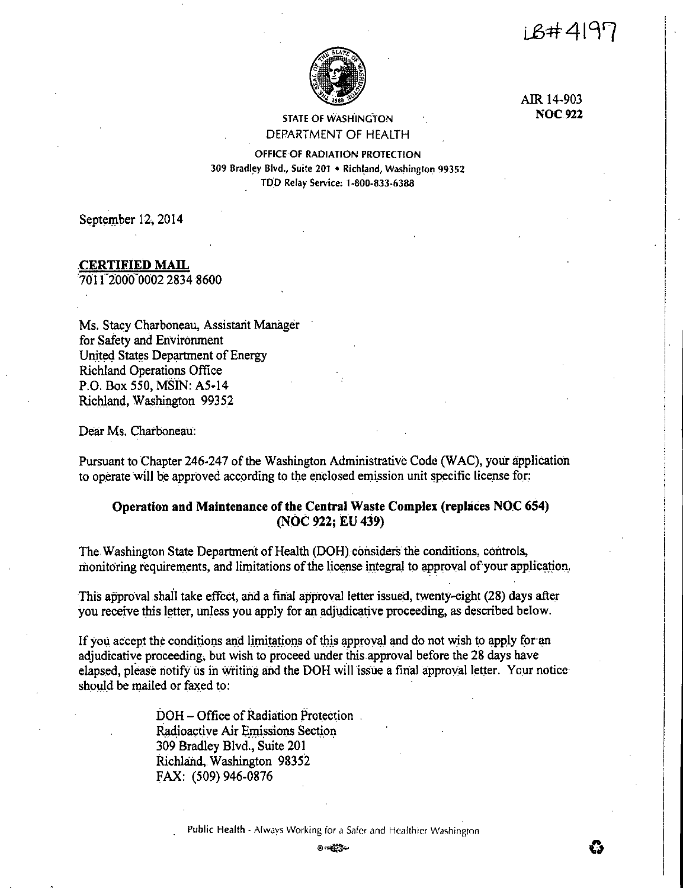LB#4197

AIR 14-903
**NOC 922**

STATE OF WASHINGTON
DEPARTMENT OF HEALTH

OFFICE OF RADIATION PROTECTION
309 Bradley Blvd., Suite 201 • Richland, Washington 99352
TDD Relay Service: 1-800-833-6388

September 12, 2014

**CERTIFIED MAIL**
7011 2000 0002 2834 8600

Ms. Stacy Charboneau, Assistant Manager
for Safety and Environment
United States Department of Energy
Richland Operations Office
P.O. Box 550, MSIN: A5-14
Richland, Washington 99352

Dear Ms. Charboneau:

Pursuant to Chapter 246-247 of the Washington Administrative Code (WAC), your application to operate will be approved according to the enclosed emission unit specific license for:

**Operation and Maintenance of the Central Waste Complex (replaces NOC 654)**
**(NOC 922; EU 439)**

The Washington State Department of Health (DOH) considers the conditions, controls, monitoring requirements, and limitations of the license integral to approval of your application.

This approval shall take effect, and a final approval letter issued, twenty-eight (28) days after you receive this letter, unless you apply for an adjudicative proceeding, as described below.

If you accept the conditions and limitations of this approval and do not wish to apply for an adjudicative proceeding, but wish to proceed under this approval before the 28 days have elapsed, please notify us in writing and the DOH will issue a final approval letter. Your notice should be mailed or faxed to:

> DOH – Office of Radiation Protection
> Radioactive Air Emissions Section
> 309 Bradley Blvd., Suite 201
> Richland, Washington 98352
> FAX: (509) 946-0876

Public Health - Always Working for a Safer and Healthier Washington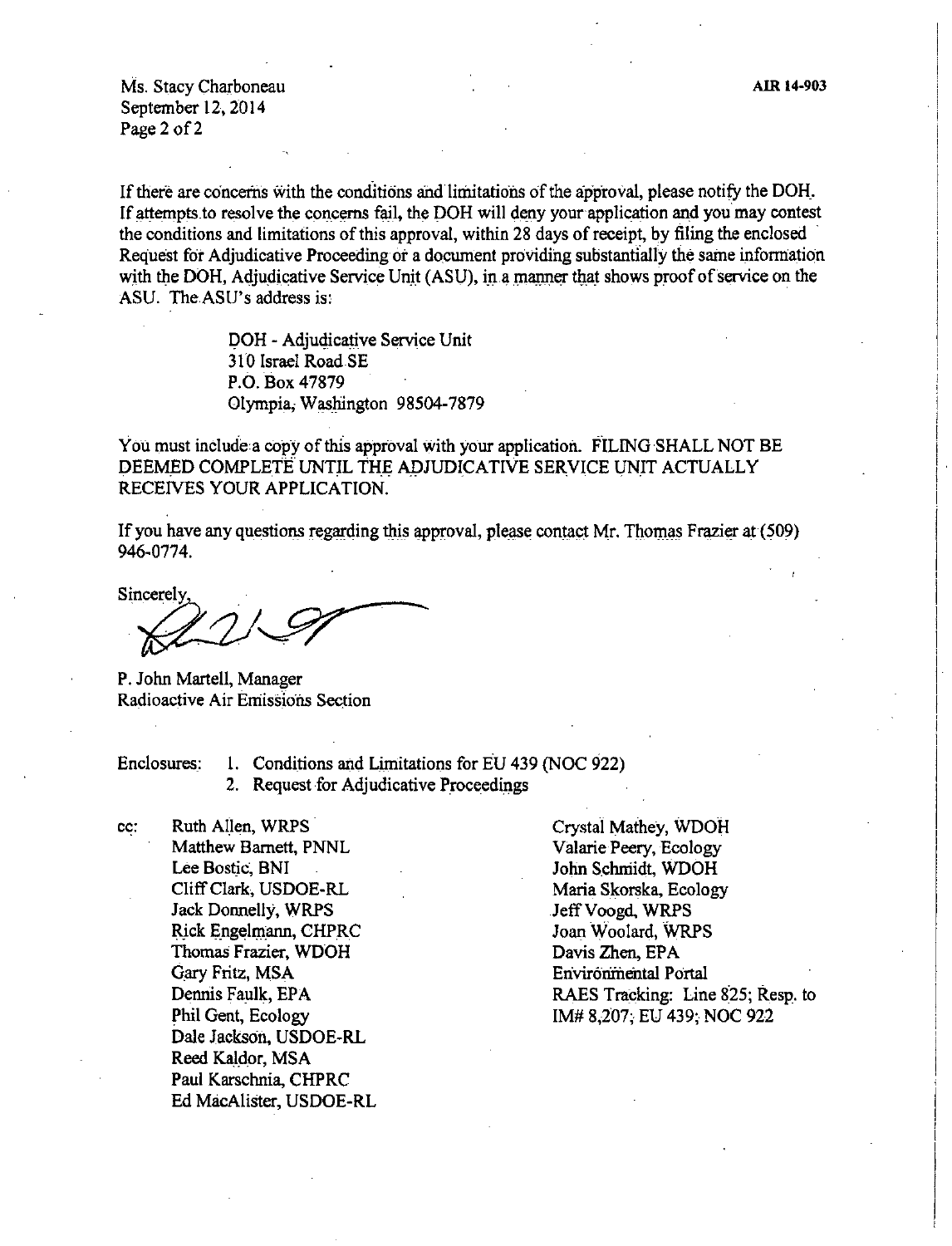If there are concerns with the conditions and limitations of the approval, please notify the DOH. If attempts to resolve the concerns fail, the DOH will deny your application and you may contest the conditions and limitations of this approval, within 28 days of receipt, by filing the enclosed Request for Adjudicative Proceeding or a document providing substantially the same information with the DOH, Adjudicative Service Unit (ASU), in a manner that shows proof of service on the ASU. The ASU's address is:

> DOH - Adjudicative Service Unit
> 310 Israel Road SE
> P.O. Box 47879
> Olympia, Washington 98504-7879

You must include a copy of this approval with your application. FILING SHALL NOT BE DEEMED COMPLETE UNTIL THE ADJUDICATIVE SERVICE UNIT ACTUALLY RECEIVES YOUR APPLICATION.

If you have any questions regarding this approval, please contact Mr. Thomas Frazier at (509) 946-0774.

Sincerely,

P. John Martell, Manager
Radioactive Air Emissions Section

Enclosures:
1. Conditions and Limitations for EU 439 (NOC 922)
2. Request for Adjudicative Proceedings

cc:
Ruth Allen, WRPS
Matthew Barnett, PNNL
Lee Bostic, BNI
Cliff Clark, USDOE-RL
Jack Donnelly, WRPS
Rick Engelmann, CHPRC
Thomas Frazier, WDOH
Gary Fritz, MSA
Dennis Faulk, EPA
Phil Gent, Ecology
Dale Jackson, USDOE-RL
Reed Kaldor, MSA
Paul Karschnia, CHPRC
Ed MacAlister, USDOE-RL
Crystal Mathey, WDOH
Valarie Peery, Ecology
John Schmidt, WDOH
Maria Skorska, Ecology
Jeff Voogd, WRPS
Joan Woolard, WRPS
Davis Zhen, EPA
Environmental Portal
RAES Tracking: Line 825; Resp. to IM# 8,207; EU 439; NOC 922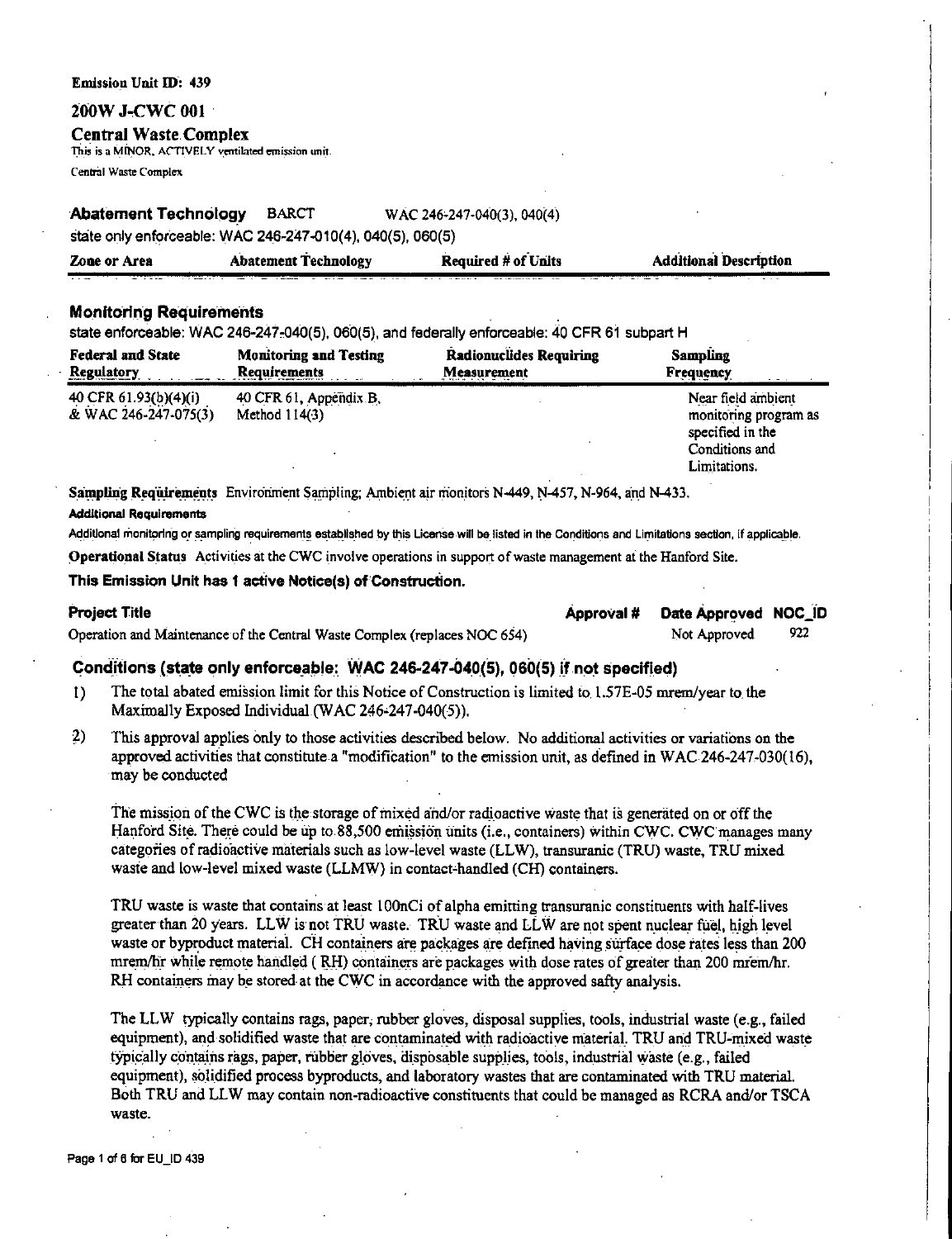**Emission Unit ID: 439**

## 200W J-CWC 001

## Central Waste Complex

This is a MINOR, ACTIVELY ventilated emission unit.

Central Waste Complex

**Abatement Technology** BARCT WAC 246-247-040(3), 040(4)

state only enforceable: WAC 246-247-010(4), 040(5), 060(5)

| Zone or Area | Abatement Technology | Required # of Units | Additional Description |
|---|---|---|---|

### Monitoring Requirements

state enforceable: WAC 246-247-040(5), 060(5), and federally enforceable: 40 CFR 61 subpart H

| Federal and State Regulatory | Monitoring and Testing Requirements | Radionuclides Requiring Measurement | Sampling Frequency |
|---|---|---|---|
| 40 CFR 61.93(b)(4)(i) & WAC 246-247-075(3) | 40 CFR 61, Appendix B, Method 114(3) | | Near field ambient monitoring program as specified in the Conditions and Limitations. |

**Sampling Requirements** Environment Sampling; Ambient air monitors N-449, N-457, N-964, and N-433.

**Additional Requirements**

Additional monitoring or sampling requirements established by this License will be listed in the Conditions and Limitations section, if applicable.

**Operational Status** Activities at the CWC involve operations in support of waste management at the Hanford Site.

**This Emission Unit has 1 active Notice(s) of Construction.**

| Project Title | Approval # | Date Approved | NOC_ID |
|---|---|---|---|
| Operation and Maintenance of the Central Waste Complex (replaces NOC 654) | | Not Approved | 922 |

### Conditions (state only enforceable: WAC 246-247-040(5), 060(5) if not specified)

1) The total abated emission limit for this Notice of Construction is limited to 1.57E-05 mrem/year to the Maximally Exposed Individual (WAC 246-247-040(5)).

2) This approval applies only to those activities described below. No additional activities or variations on the approved activities that constitute a "modification" to the emission unit, as defined in WAC 246-247-030(16), may be conducted

   The mission of the CWC is the storage of mixed and/or radioactive waste that is generated on or off the Hanford Site. There could be up to 88,500 emission units (i.e., containers) within CWC. CWC manages many categories of radioactive materials such as low-level waste (LLW), transuranic (TRU) waste, TRU mixed waste and low-level mixed waste (LLMW) in contact-handled (CH) containers.

   TRU waste is waste that contains at least 100nCi of alpha emitting transuranic constituents with half-lives greater than 20 years. LLW is not TRU waste. TRU waste and LLW are not spent nuclear fuel, high level waste or byproduct material. CH containers are packages are defined having surface dose rates less than 200 mrem/hr while remote handled ( RH) containers are packages with dose rates of greater than 200 mrem/hr. RH containers may be stored at the CWC in accordance with the approved safty analysis.

   The LLW typically contains rags, paper, rubber gloves, disposal supplies, tools, industrial waste (e.g., failed equipment), and solidified waste that are contaminated with radioactive material. TRU and TRU-mixed waste typically contains rags, paper, rubber gloves, disposable supplies, tools, industrial waste (e.g., failed equipment), solidified process byproducts, and laboratory wastes that are contaminated with TRU material. Both TRU and LLW may contain non-radioactive constituents that could be managed as RCRA and/or TSCA waste.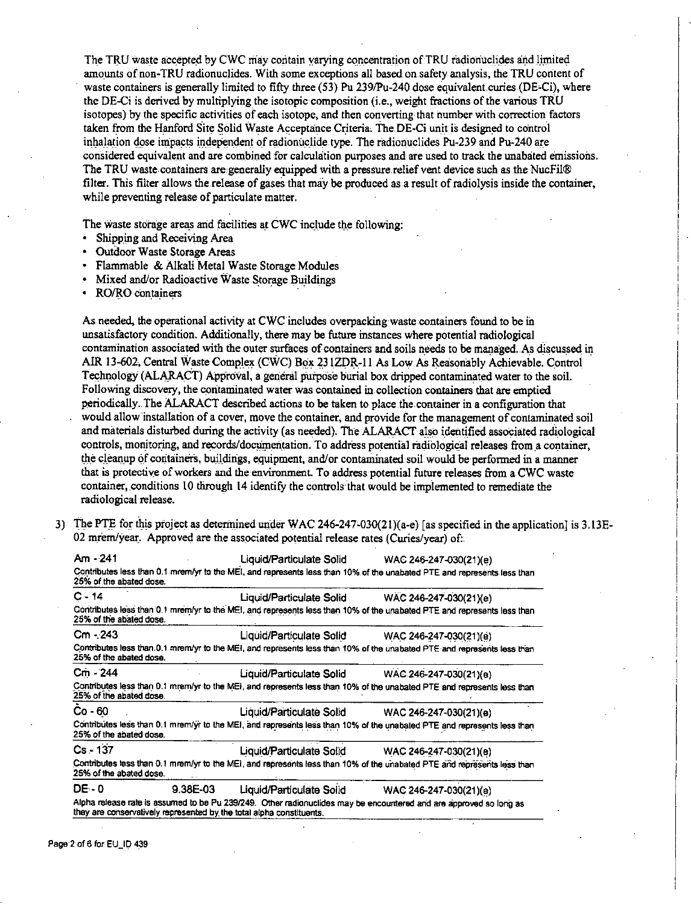The TRU waste accepted by CWC may contain varying concentration of TRU radionuclides and limited amounts of non-TRU radionuclides. With some exceptions all based on safety analysis, the TRU content of waste containers is generally limited to fifty three (53) Pu 239/Pu-240 dose equivalent curies (DE-Ci), where the DE-Ci is derived by multiplying the isotopic composition (i.e., weight fractions of the various TRU isotopes) by the specific activities of each isotope, and then converting that number with correction factors taken from the Hanford Site Solid Waste Acceptance Criteria. The DE-Ci unit is designed to control inhalation dose impacts independent of radionuclide type. The radionuclides Pu-239 and Pu-240 are considered equivalent and are combined for calculation purposes and are used to track the unabated emissions. The TRU waste containers are generally equipped with a pressure relief vent device such as the NucFil® filter. This filter allows the release of gases that may be produced as a result of radiolysis inside the container, while preventing release of particulate matter.

The waste storage areas and facilities at CWC include the following:

- Shipping and Receiving Area
- Outdoor Waste Storage Areas
- Flammable & Alkali Metal Waste Storage Modules
- Mixed and/or Radioactive Waste Storage Buildings
- RO/RO containers

As needed, the operational activity at CWC includes overpacking waste containers found to be in unsatisfactory condition. Additionally, there may be future instances where potential radiological contamination associated with the outer surfaces of containers and soils needs to be managed. As discussed in AIR 13-602, Central Waste Complex (CWC) Box 231ZDR-11 As Low As Reasonably Achievable. Control Technology (ALARACT) Approval, a general purpose burial box dripped contaminated water to the soil. Following discovery, the contaminated water was contained in collection containers that are emptied periodically. The ALARACT described actions to be taken to place the container in a configuration that would allow installation of a cover, move the container, and provide for the management of contaminated soil and materials disturbed during the activity (as needed). The ALARACT also identified associated radiological controls, monitoring, and records/documentation. To address potential radiological releases from a container, the cleanup of containers, buildings, equipment, and/or contaminated soil would be performed in a manner that is protective of workers and the environment. To address potential future releases from a CWC waste container, conditions 10 through 14 identify the controls that would be implemented to remediate the radiological release.

3) The PTE for this project as determined under WAC 246-247-030(21)(a-e) [as specified in the application] is 3.13E-02 mrem/year. Approved are the associated potential release rates (Curies/year) of:

| Radionuclide | Release Rate | Form | Method |
|---|---|---|---|
| Am - 241 | | Liquid/Particulate Solid | WAC 246-247-030(21)(e) |
| Contributes less than 0.1 mrem/yr to the MEI, and represents less than 10% of the unabated PTE and represents less than 25% of the abated dose. | | | |
| C - 14 | | Liquid/Particulate Solid | WAC 246-247-030(21)(e) |
| Contributes less than 0.1 mrem/yr to the MEI, and represents less than 10% of the unabated PTE and represents less than 25% of the abated dose. | | | |
| Cm - 243 | | Liquid/Particulate Solid | WAC 246-247-030(21)(e) |
| Contributes less than 0.1 mrem/yr to the MEI, and represents less than 10% of the unabated PTE and represents less than 25% of the abated dose. | | | |
| Cm - 244 | | Liquid/Particulate Solid | WAC 246-247-030(21)(e) |
| Contributes less than 0.1 mrem/yr to the MEI, and represents less than 10% of the unabated PTE and represents less than 25% of the abated dose. | | | |
| Co - 60 | | Liquid/Particulate Solid | WAC 246-247-030(21)(e) |
| Contributes less than 0.1 mrem/yr to the MEI, and represents less than 10% of the unabated PTE and represents less than 25% of the abated dose. | | | |
| Cs - 137 | | Liquid/Particulate Solid | WAC 246-247-030(21)(e) |
| Contributes less than 0.1 mrem/yr to the MEI, and represents less than 10% of the unabated PTE and represents less than 25% of the abated dose. | | | |
| DE - 0 | 9.38E-03 | Liquid/Particulate Solid | WAC 246-247-030(21)(e) |
| Alpha release rate is assumed to be Pu 239/249. Other radionuclides may be encountered and are approved so long as they are conservatively represented by the total alpha constituents. | | | |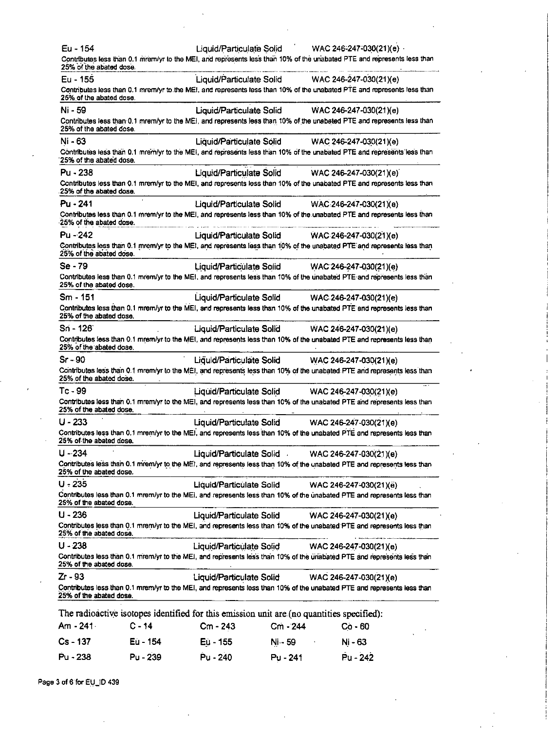Eu - 154 Liquid/Particulate Solid WAC 246-247-030(21)(e)

Contributes less than 0.1 mrem/yr to the MEI, and represents less than 10% of the unabated PTE and represents less than 25% of the abated dose.

---

Eu - 155 Liquid/Particulate Solid WAC 246-247-030(21)(e)

Contributes less than 0.1 mrem/yr to the MEI, and represents less than 10% of the unabated PTE and represents less than 25% of the abated dose.

---

Ni - 59 Liquid/Particulate Solid WAC 246-247-030(21)(e)

Contributes less than 0.1 mrem/yr to the MEI, and represents less than 10% of the unabated PTE and represents less than 25% of the abated dose.

---

Ni - 63 Liquid/Particulate Solid WAC 246-247-030(21)(e)

Contributes less than 0.1 mrem/yr to the MEI, and represents less than 10% of the unabated PTE and represents less than 25% of the abated dose.

---

Pu - 238 Liquid/Particulate Solid WAC 246-247-030(21)(e)

Contributes less than 0.1 mrem/yr to the MEI, and represents less than 10% of the unabated PTE and represents less than 25% of the abated dose.

---

Pu - 241 Liquid/Particulate Solid WAC 246-247-030(21)(e)

Contributes less than 0.1 mrem/yr to the MEI, and represents less than 10% of the unabated PTE and represents less than 25% of the abated dose.

---

Pu - 242 Liquid/Particulate Solid WAC 246-247-030(21)(e)

Contributes less than 0.1 mrem/yr to the MEI, and represents less than 10% of the unabated PTE and represents less than 25% of the abated dose.

---

Se - 79 Liquid/Particulate Solid WAC 246-247-030(21)(e)

Contributes less than 0.1 mrem/yr to the MEI, and represents less than 10% of the unabated PTE and represents less than 25% of the abated dose.

---

Sm - 151 Liquid/Particulate Solid WAC 246-247-030(21)(e)

Contributes less than 0.1 mrem/yr to the MEI, and represents less than 10% of the unabated PTE and represents less than 25% of the abated dose.

---

Sn - 126 Liquid/Particulate Solid WAC 246-247-030(21)(e)

Contributes less than 0.1 mrem/yr to the MEI, and represents less than 10% of the unabated PTE and represents less than 25% of the abated dose.

---

Sr - 90 Liquid/Particulate Solid WAC 246-247-030(21)(e)

Contributes less than 0.1 mrem/yr to the MEI, and represents less than 10% of the unabated PTE and represents less than 25% of the abated dose.

---

Tc - 99 Liquid/Particulate Solid WAC 246-247-030(21)(e)

Contributes less than 0.1 mrem/yr to the MEI, and represents less than 10% of the unabated PTE and represents less than 25% of the abated dose.

---

U - 233 Liquid/Particulate Solid WAC 246-247-030(21)(e)

Contributes less than 0.1 mrem/yr to the MEI, and represents less than 10% of the unabated PTE and represents less than 25% of the abated dose.

---

U - 234 Liquid/Particulate Solid WAC 246-247-030(21)(e)

Contributes less than 0.1 mrem/yr to the MEI, and represents less than 10% of the unabated PTE and represents less than 25% of the abated dose.

---

U - 235 Liquid/Particulate Solid WAC 246-247-030(21)(e)

Contributes less than 0.1 mrem/yr to the MEI, and represents less than 10% of the unabated PTE and represents less than 25% of the abated dose.

---

U - 236 Liquid/Particulate Solid WAC 246-247-030(21)(e)

Contributes less than 0.1 mrem/yr to the MEI, and represents less than 10% of the unabated PTE and represents less than 25% of the abated dose.

---

U - 238 Liquid/Particulate Solid WAC 246-247-030(21)(e)

Contributes less than 0.1 mrem/yr to the MEI, and represents less than 10% of the unabated PTE and represents less than 25% of the abated dose.

---

Zr - 93 Liquid/Particulate Solid WAC 246-247-030(21)(e)

Contributes less than 0.1 mrem/yr to the MEI, and represents less than 10% of the unabated PTE and represents less than 25% of the abated dose.

---

The radioactive isotopes identified for this emission unit are (no quantities specified):

| | | | | |
|---|---|---|---|---|
| Am - 241 | C - 14 | Cm - 243 | Cm - 244 | Co - 60 |
| Cs - 137 | Eu - 154 | Eu - 155 | Ni - 59 | Ni - 63 |
| Pu - 238 | Pu - 239 | Pu - 240 | Pu - 241 | Pu - 242 |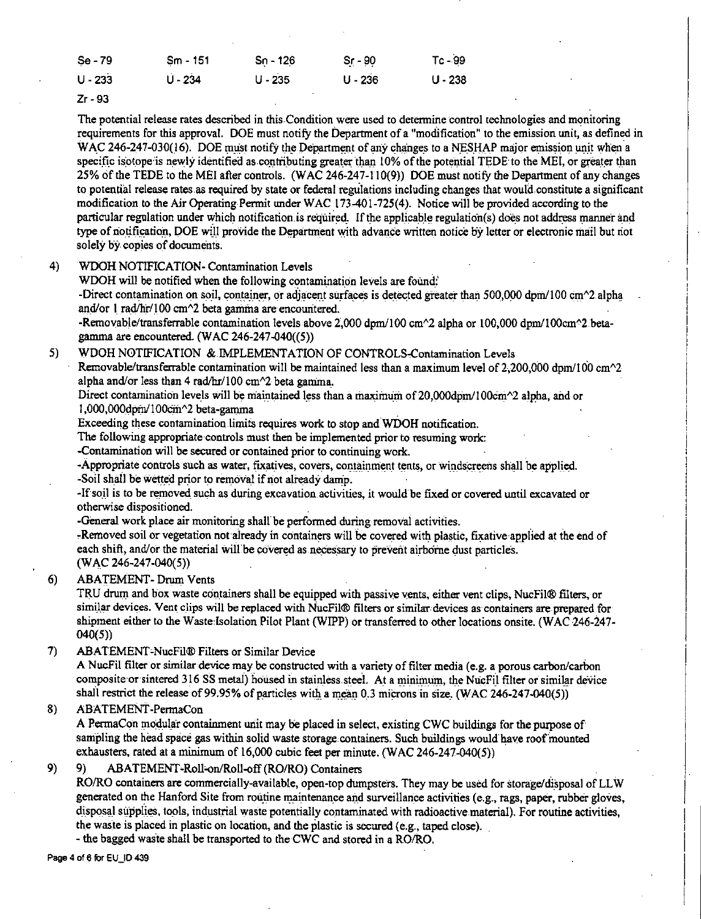| Se - 79 | Sm - 151 | Sn - 126 | Sr - 90 | Tc - 99 |
|---|---|---|---|---|
| U - 233 | U - 234 | U - 235 | U - 236 | U - 238 |
| Zr - 93 | | | | |

The potential release rates described in this Condition were used to determine control technologies and monitoring requirements for this approval. DOE must notify the Department of a "modification" to the emission unit, as defined in WAC 246-247-030(16). DOE must notify the Department of any changes to a NESHAP major emission unit when a specific isotope is newly identified as contributing greater than 10% of the potential TEDE to the MEI, or greater than 25% of the TEDE to the MEI after controls. (WAC 246-247-110(9)) DOE must notify the Department of any changes to potential release rates as required by state or federal regulations including changes that would constitute a significant modification to the Air Operating Permit under WAC 173-401-725(4). Notice will be provided according to the particular regulation under which notification is required. If the applicable regulation(s) does not address manner and type of notification, DOE will provide the Department with advance written notice by letter or electronic mail but not solely by copies of documents.

4) WDOH NOTIFICATION- Contamination Levels

WDOH will be notified when the following contamination levels are found:

-Direct contamination on soil, container, or adjacent surfaces is detected greater than 500,000 dpm/100 cm^2 alpha and/or 1 rad/hr/100 cm^2 beta gamma are encountered.

-Removable/transferrable contamination levels above 2,000 dpm/100 cm^2 alpha or 100,000 dpm/100cm^2 beta-gamma are encountered. (WAC 246-247-040((5))

5) WDOH NOTIFICATION & IMPLEMENTATION OF CONTROLS-Contamination Levels

Removable/transferrable contamination will be maintained less than a maximum level of 2,200,000 dpm/100 cm^2 alpha and/or less than 4 rad/hr/100 cm^2 beta gamma.

Direct contamination levels will be maintained less than a maximum of 20,000dpm/100cm^2 alpha, and or 1,000,000dpm/100cm^2 beta-gamma

Exceeding these contamination limits requires work to stop and WDOH notification.

The following appropriate controls must then be implemented prior to resuming work:

-Contamination will be secured or contained prior to continuing work.

-Appropriate controls such as water, fixatives, covers, containment tents, or windscreens shall be applied.

-Soil shall be wetted prior to removal if not already damp.

-If soil is to be removed such as during excavation activities, it would be fixed or covered until excavated or otherwise dispositioned.

-General work place air monitoring shall be performed during removal activities.

-Removed soil or vegetation not already in containers will be covered with plastic, fixative applied at the end of each shift, and/or the material will be covered as necessary to prevent airborne dust particles.

(WAC 246-247-040(5))

6) ABATEMENT- Drum Vents

TRU drum and box waste containers shall be equipped with passive vents, either vent clips, NucFil® filters, or similar devices. Vent clips will be replaced with NucFil® filters or similar devices as containers are prepared for shipment either to the Waste Isolation Pilot Plant (WIPP) or transferred to other locations onsite. (WAC 246-247-040(5))

7) ABATEMENT-NucFil® Filters or Similar Device

A NucFil filter or similar device may be constructed with a variety of filter media (e.g. a porous carbon/carbon composite or sintered 316 SS metal) housed in stainless steel. At a minimum, the NucFil filter or similar device shall restrict the release of 99.95% of particles with a mean 0.3 microns in size. (WAC 246-247-040(5))

8) ABATEMENT-PermaCon

A PermaCon modular containment unit may be placed in select, existing CWC buildings for the purpose of sampling the head space gas within solid waste storage containers. Such buildings would have roof mounted exhausters, rated at a minimum of 16,000 cubic feet per minute. (WAC 246-247-040(5))

9) 9) ABATEMENT-Roll-on/Roll-off (RO/RO) Containers

RO/RO containers are commercially-available, open-top dumpsters. They may be used for storage/disposal of LLW generated on the Hanford Site from routine maintenance and surveillance activities (e.g., rags, paper, rubber gloves, disposal supplies, tools, industrial waste potentially contaminated with radioactive material). For routine activities, the waste is placed in plastic on location, and the plastic is secured (e.g., taped close).

- the bagged waste shall be transported to the CWC and stored in a RO/RO.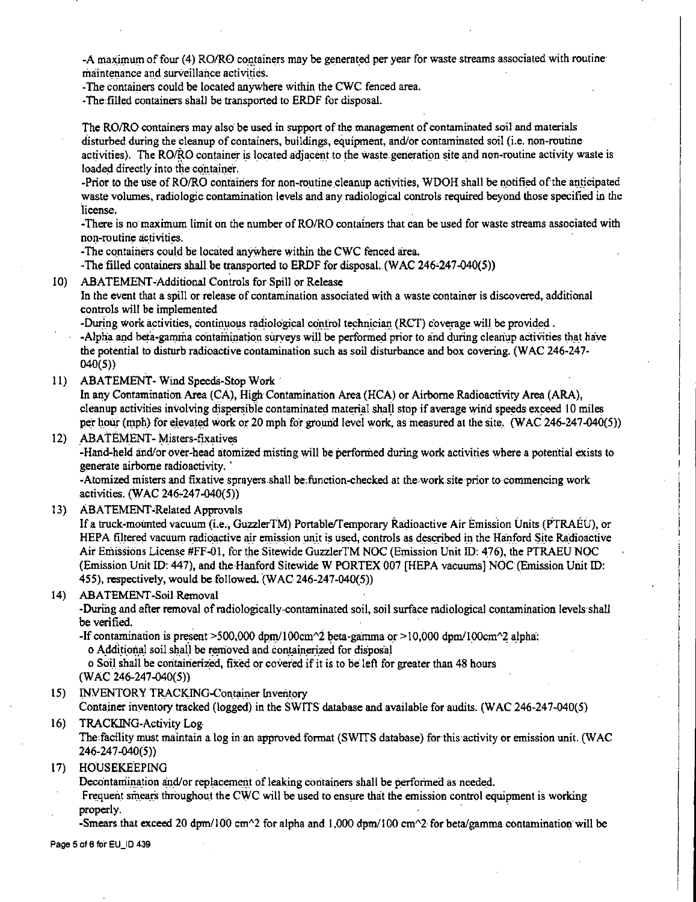-A maximum of four (4) RO/RO containers may be generated per year for waste streams associated with routine maintenance and surveillance activities.
-The containers could be located anywhere within the CWC fenced area.
-The filled containers shall be transported to ERDF for disposal.

The RO/RO containers may also be used in support of the management of contaminated soil and materials disturbed during the cleanup of containers, buildings, equipment, and/or contaminated soil (i.e. non-routine activities). The RO/RO container is located adjacent to the waste generation site and non-routine activity waste is loaded directly into the container.
-Prior to the use of RO/RO containers for non-routine cleanup activities, WDOH shall be notified of the anticipated waste volumes, radiologic contamination levels and any radiological controls required beyond those specified in the license.
-There is no maximum limit on the number of RO/RO containers that can be used for waste streams associated with non-routine activities.
-The containers could be located anywhere within the CWC fenced area.
-The filled containers shall be transported to ERDF for disposal. (WAC 246-247-040(5))

10) ABATEMENT-Additional Controls for Spill or Release
In the event that a spill or release of contamination associated with a waste container is discovered, additional controls will be implemented
-During work activities, continuous radiological control technician (RCT) coverage will be provided .
-Alpha and beta-gamma contamination surveys will be performed prior to and during cleanup activities that have the potential to disturb radioactive contamination such as soil disturbance and box covering. (WAC 246-247-040(5))

11) ABATEMENT- Wind Speeds-Stop Work
In any Contamination Area (CA), High Contamination Area (HCA) or Airborne Radioactivity Area (ARA), cleanup activities involving dispersible contaminated material shall stop if average wind speeds exceed 10 miles per hour (mph) for elevated work or 20 mph for ground level work, as measured at the site. (WAC 246-247-040(5))

12) ABATEMENT- Misters-fixatives
-Hand-held and/or over-head atomized misting will be performed during work activities where a potential exists to generate airborne radioactivity.
-Atomized misters and fixative sprayers shall be function-checked at the work site prior to commencing work activities. (WAC 246-247-040(5))

13) ABATEMENT-Related Approvals
If a truck-mounted vacuum (i.e., GuzzlerTM) Portable/Temporary Radioactive Air Emission Units (PTRAEU), or HEPA filtered vacuum radioactive air emission unit is used, controls as described in the Hanford Site Radioactive Air Emissions License #FF-01, for the Sitewide GuzzlerTM NOC (Emission Unit ID: 476), the PTRAEU NOC (Emission Unit ID: 447), and the Hanford Sitewide W PORTEX 007 [HEPA vacuums] NOC (Emission Unit ID: 455), respectively, would be followed. (WAC 246-247-040(5))

14) ABATEMENT-Soil Removal
-During and after removal of radiologically-contaminated soil, soil surface radiological contamination levels shall be verified.
-If contamination is present >500,000 dpm/100cm^2 beta-gamma or >10,000 dpm/100cm^2 alpha:
  o Additional soil shall be removed and containerized for disposal
  o Soil shall be containerized, fixed or covered if it is to be left for greater than 48 hours
(WAC 246-247-040(5))

15) INVENTORY TRACKING-Container Inventory
Container inventory tracked (logged) in the SWITS database and available for audits. (WAC 246-247-040(5)

16) TRACKING-Activity Log
The facility must maintain a log in an approved format (SWITS database) for this activity or emission unit. (WAC 246-247-040(5))

17) HOUSEKEEPING
Decontamination and/or replacement of leaking containers shall be performed as needed.
Frequent smears throughout the CWC will be used to ensure that the emission control equipment is working properly.
-Smears that exceed 20 dpm/100 cm^2 for alpha and 1,000 dpm/100 cm^2 for beta/gamma contamination will be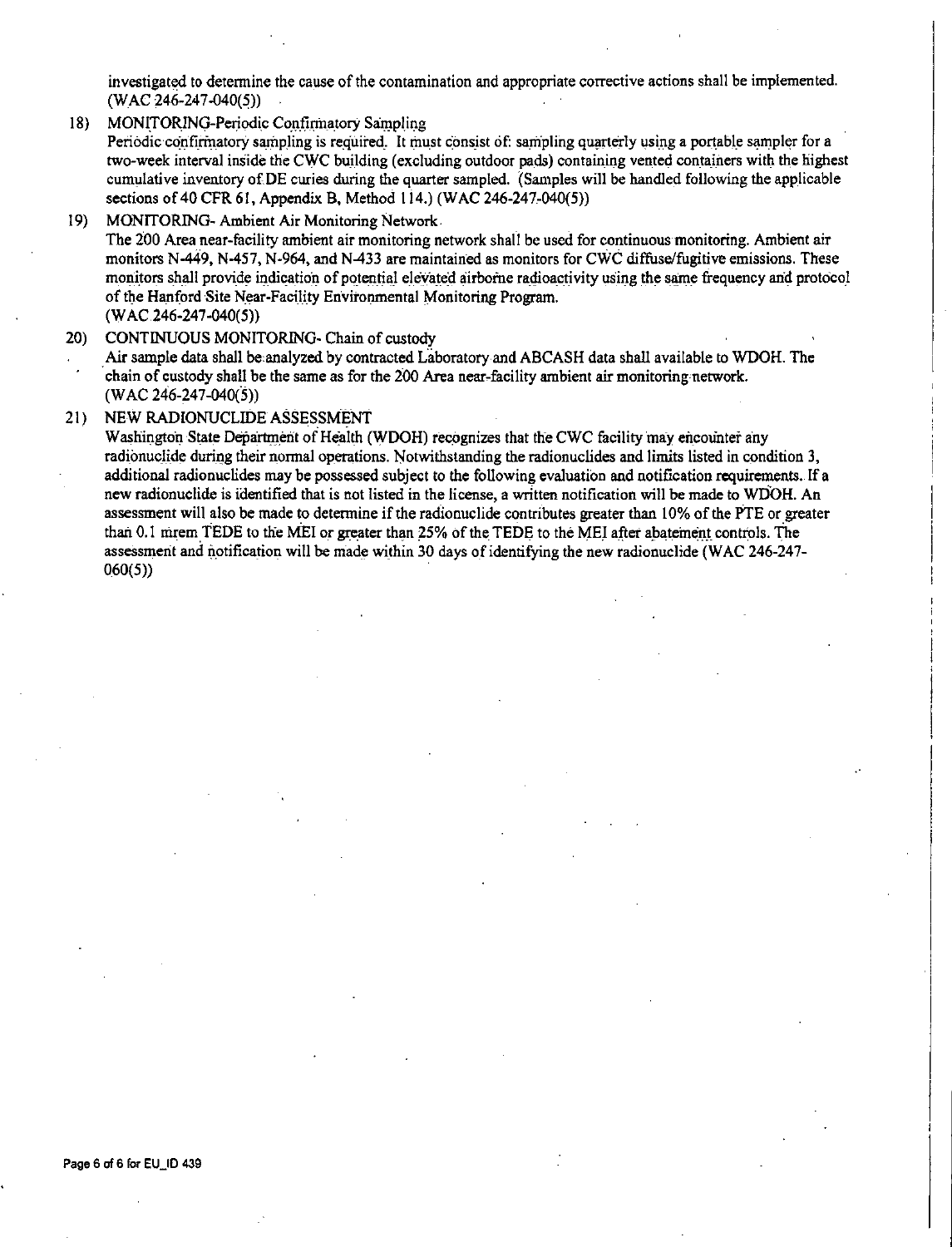investigated to determine the cause of the contamination and appropriate corrective actions shall be implemented. (WAC 246-247-040(5))

18) MONITORING-Periodic Confirmatory Sampling
   Periodic confirmatory sampling is required. It must consist of: sampling quarterly using a portable sampler for a two-week interval inside the CWC building (excluding outdoor pads) containing vented containers with the highest cumulative inventory of DE curies during the quarter sampled. (Samples will be handled following the applicable sections of 40 CFR 61, Appendix B, Method 114.) (WAC 246-247-040(5))

19) MONITORING- Ambient Air Monitoring Network
   The 200 Area near-facility ambient air monitoring network shall be used for continuous monitoring. Ambient air monitors N-449, N-457, N-964, and N-433 are maintained as monitors for CWC diffuse/fugitive emissions. These monitors shall provide indication of potential elevated airborne radioactivity using the same frequency and protocol of the Hanford Site Near-Facility Environmental Monitoring Program.
   (WAC 246-247-040(5))

20) CONTINUOUS MONITORING- Chain of custody
   Air sample data shall be analyzed by contracted Laboratory and ABCASH data shall available to WDOH. The chain of custody shall be the same as for the 200 Area near-facility ambient air monitoring network.
   (WAC 246-247-040(5))

21) NEW RADIONUCLIDE ASSESSMENT
   Washington State Department of Health (WDOH) recognizes that the CWC facility may encounter any radionuclide during their normal operations. Notwithstanding the radionuclides and limits listed in condition 3, additional radionuclides may be possessed subject to the following evaluation and notification requirements. If a new radionuclide is identified that is not listed in the license, a written notification will be made to WDOH. An assessment will also be made to determine if the radionuclide contributes greater than 10% of the PTE or greater than 0.1 mrem TEDE to the MEI or greater than 25% of the TEDE to the MEI after abatement controls. The assessment and notification will be made within 30 days of identifying the new radionuclide (WAC 246-247-060(5))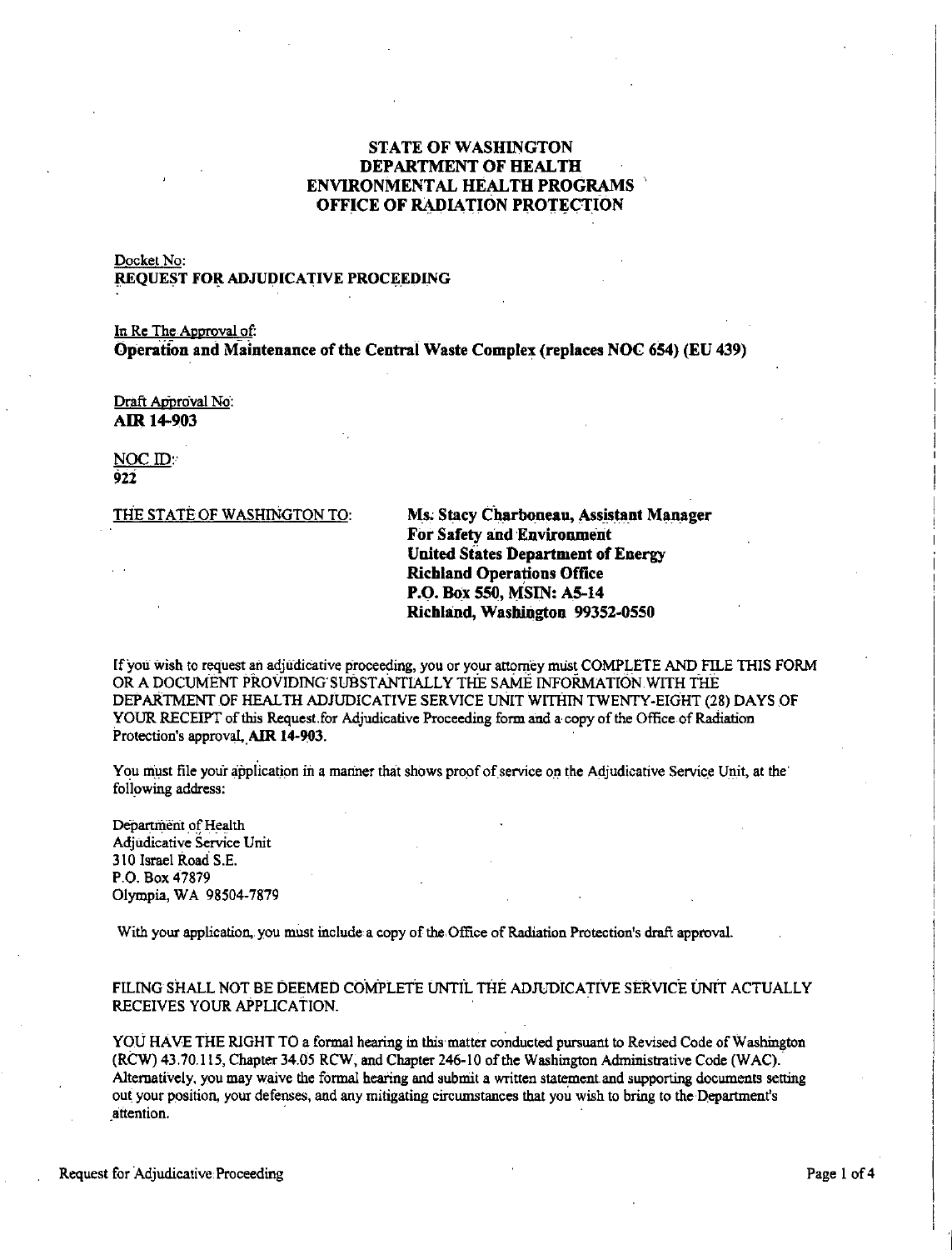# STATE OF WASHINGTON
# DEPARTMENT OF HEALTH
# ENVIRONMENTAL HEALTH PROGRAMS
# OFFICE OF RADIATION PROTECTION

Docket No:
**REQUEST FOR ADJUDICATIVE PROCEEDING**

In Re The Approval of:
**Operation and Maintenance of the Central Waste Complex (replaces NOC 654) (EU 439)**

Draft Approval No:
**AIR 14-903**

NOC ID:
**922**

THE STATE OF WASHINGTON TO:

**Ms. Stacy Charboneau, Assistant Manager**
**For Safety and Environment**
**United States Department of Energy**
**Richland Operations Office**
**P.O. Box 550, MSIN: A5-14**
**Richland, Washington 99352-0550**

If you wish to request an adjudicative proceeding, you or your attorney must COMPLETE AND FILE THIS FORM OR A DOCUMENT PROVIDING SUBSTANTIALLY THE SAME INFORMATION WITH THE DEPARTMENT OF HEALTH ADJUDICATIVE SERVICE UNIT WITHIN TWENTY-EIGHT (28) DAYS OF YOUR RECEIPT of this Request for Adjudicative Proceeding form and a copy of the Office of Radiation Protection's approval, **AIR 14-903**.

You must file your application in a manner that shows proof of service on the Adjudicative Service Unit, at the following address:

Department of Health
Adjudicative Service Unit
310 Israel Road S.E.
P.O. Box 47879
Olympia, WA 98504-7879

With your application, you must include a copy of the Office of Radiation Protection's draft approval.

FILING SHALL NOT BE DEEMED COMPLETE UNTIL THE ADJUDICATIVE SERVICE UNIT ACTUALLY RECEIVES YOUR APPLICATION.

YOU HAVE THE RIGHT TO a formal hearing in this matter conducted pursuant to Revised Code of Washington (RCW) 43.70.115, Chapter 34.05 RCW, and Chapter 246-10 of the Washington Administrative Code (WAC). Alternatively, you may waive the formal hearing and submit a written statement and supporting documents setting out your position, your defenses, and any mitigating circumstances that you wish to bring to the Department's attention.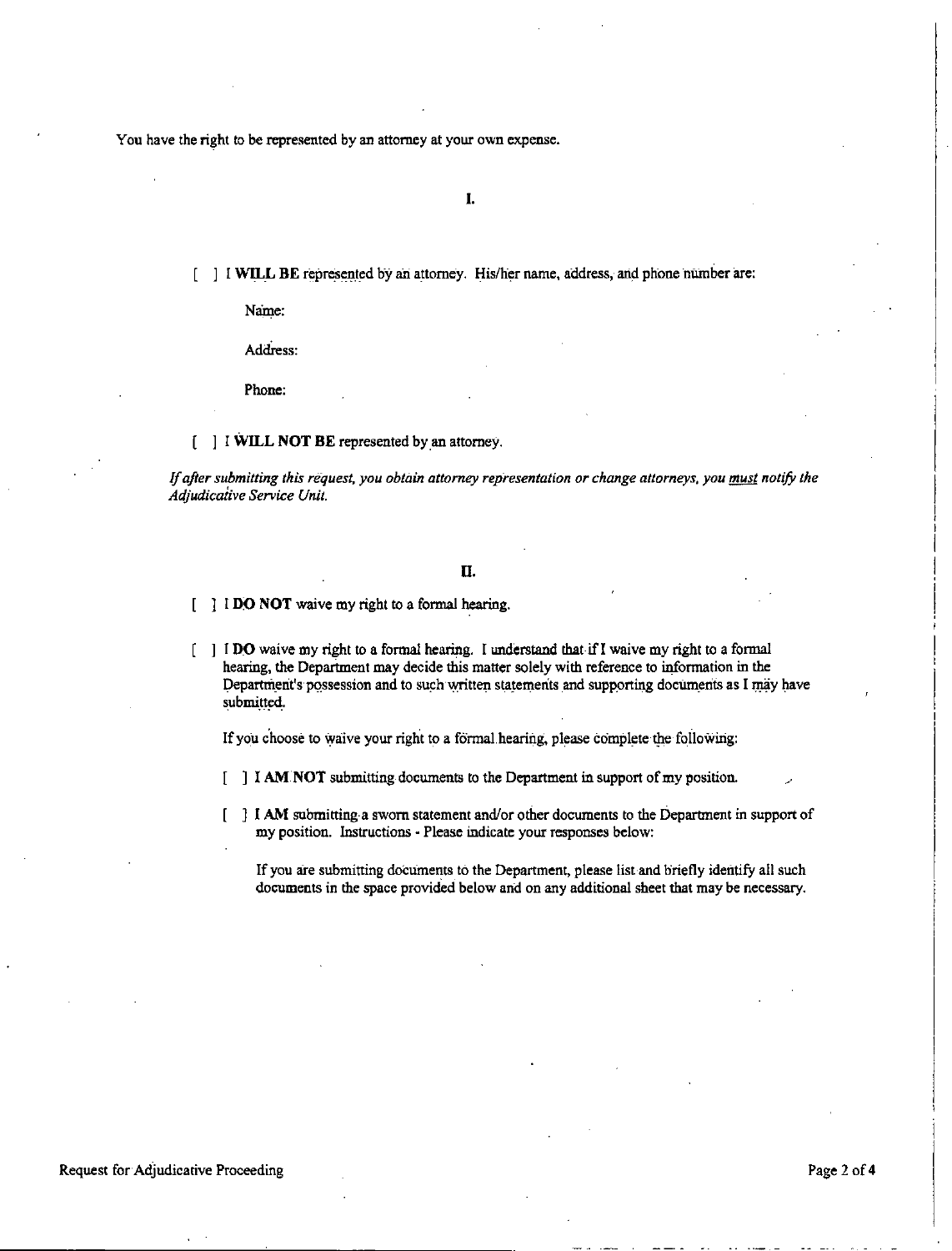You have the right to be represented by an attorney at your own expense.

## I.

[ ] I **WILL BE** represented by an attorney. His/her name, address, and phone number are:

Name:

Address:

Phone:

[ ] I **WILL NOT BE** represented by an attorney.

*If after submitting this request, you obtain attorney representation or change attorneys, you <u>must</u> notify the Adjudicative Service Unit.*

## II.

[ ] I **DO NOT** waive my right to a formal hearing.

[ ] I **DO** waive my right to a formal hearing. I understand that if I waive my right to a formal hearing, the Department may decide this matter solely with reference to information in the Department's possession and to such written statements and supporting documents as I may have submitted.

If you choose to waive your right to a formal hearing, please complete the following:

[ ] **I AM NOT** submitting documents to the Department in support of my position.

[ ] **I AM** submitting a sworn statement and/or other documents to the Department in support of my position. Instructions - Please indicate your responses below:

If you are submitting documents to the Department, please list and briefly identify all such documents in the space provided below and on any additional sheet that may be necessary.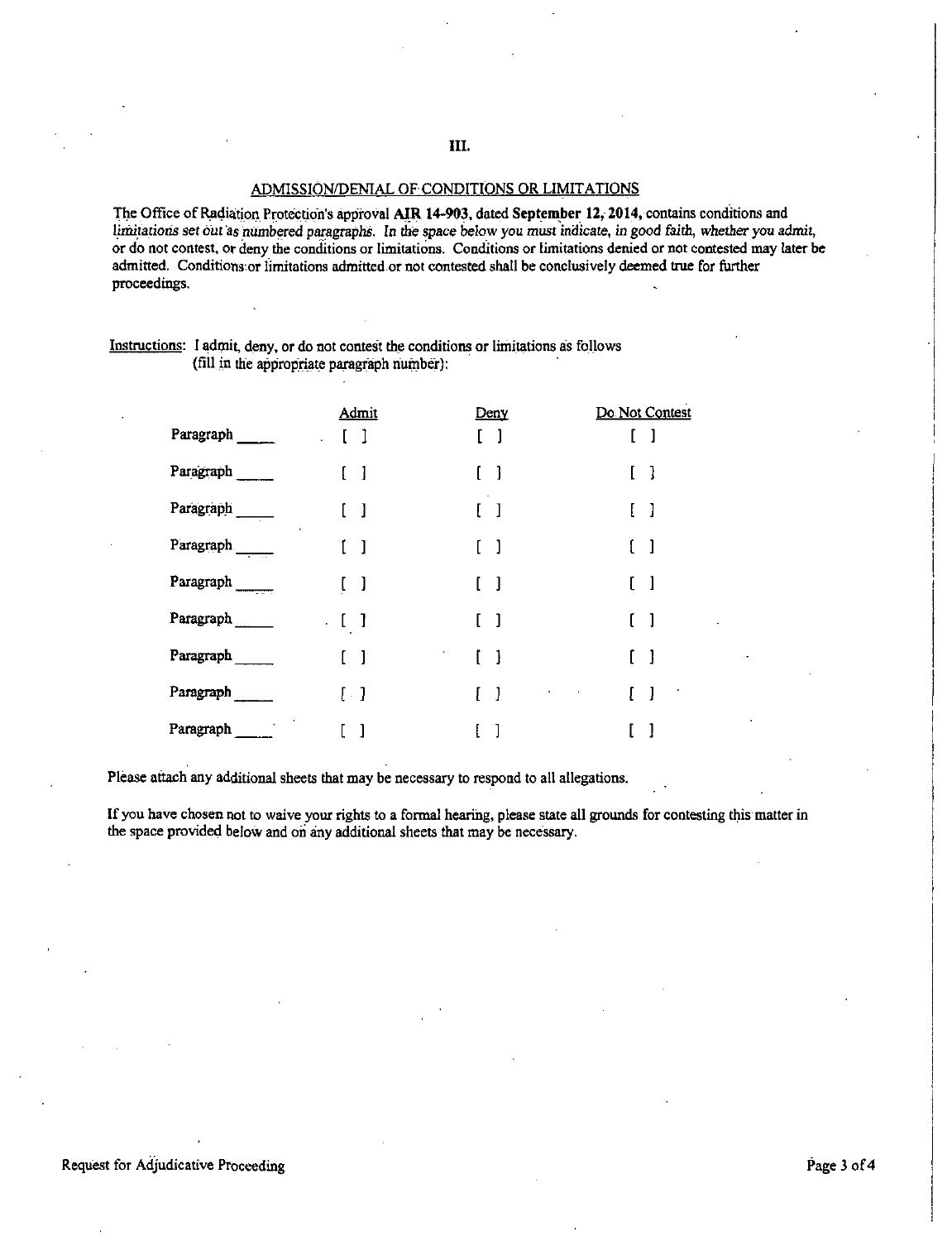## III.

### ADMISSION/DENIAL OF CONDITIONS OR LIMITATIONS

The Office of Radiation Protection's approval **AIR 14-903**, dated **September 12, 2014,** contains conditions and limitations set out as numbered paragraphs. *In the space below you must indicate, in good faith, whether you admit,* or do not contest, or deny the conditions or limitations. Conditions or limitations denied or not contested may later be admitted. Conditions or limitations admitted or not contested shall be conclusively deemed true for further proceedings.

Instructions: I admit, deny, or do not contest the conditions or limitations as follows (fill in the appropriate paragraph number):

| | Admit | Deny | Do Not Contest |
|---|---|---|---|
| Paragraph ____ | [ ] | [ ] | [ ] |
| Paragraph ____ | [ ] | [ ] | [ ] |
| Paragraph ____ | [ ] | [ ] | [ ] |
| Paragraph ____ | [ ] | [ ] | [ ] |
| Paragraph ____ | [ ] | [ ] | [ ] |
| Paragraph ____ | [ ] | [ ] | [ ] |
| Paragraph ____ | [ ] | [ ] | [ ] |
| Paragraph ____ | [ ] | [ ] | [ ] |
| Paragraph ____ | [ ] | [ ] | [ ] |

Please attach any additional sheets that may be necessary to respond to all allegations.

If you have chosen not to waive your rights to a formal hearing, please state all grounds for contesting this matter in the space provided below and on any additional sheets that may be necessary.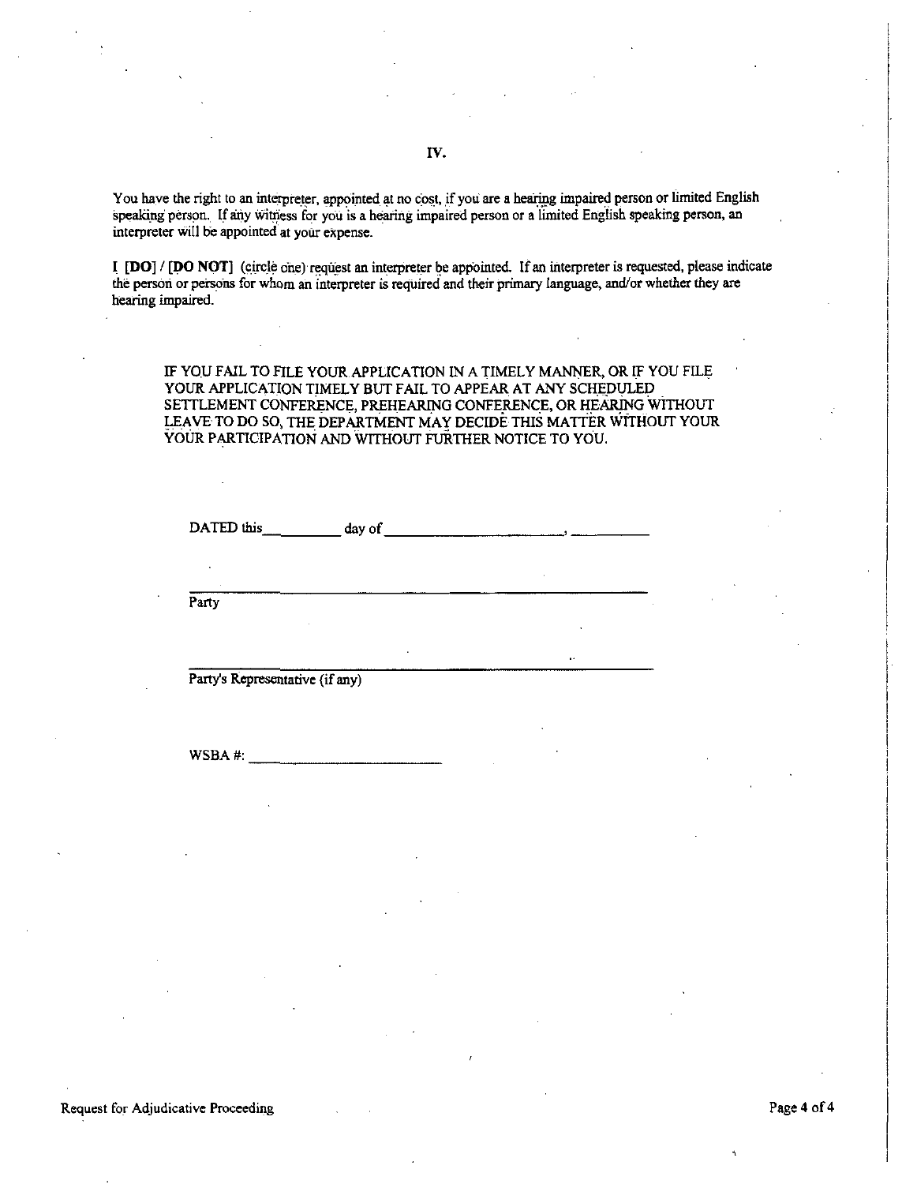## IV.

You have the right to an interpreter, appointed at no cost, if you are a hearing impaired person or limited English speaking person. If any witness for you is a hearing impaired person or a limited English speaking person, an interpreter will be appointed at your expense.

**I [DO] / [DO NOT]** (circle one) request an interpreter be appointed. If an interpreter is requested, please indicate the person or persons for whom an interpreter is required and their primary language, and/or whether they are hearing impaired.

IF YOU FAIL TO FILE YOUR APPLICATION IN A TIMELY MANNER, OR IF YOU FILE YOUR APPLICATION TIMELY BUT FAIL TO APPEAR AT ANY SCHEDULED SETTLEMENT CONFERENCE, PREHEARING CONFERENCE, OR HEARING WITHOUT LEAVE TO DO SO, THE DEPARTMENT MAY DECIDE THIS MATTER WITHOUT YOUR YOUR PARTICIPATION AND WITHOUT FURTHER NOTICE TO YOU.

DATED this\_\_\_\_\_\_\_\_\_ day of \_\_\_\_\_\_\_\_\_\_\_\_\_\_\_\_\_\_\_\_\_\_\_\_, \_\_\_\_\_\_\_\_\_\_

\_\_\_\_\_\_\_\_\_\_\_\_\_\_\_\_\_\_\_\_\_\_\_\_\_\_\_\_\_\_\_\_\_\_\_\_\_\_\_\_\_\_\_\_

Party

\_\_\_\_\_\_\_\_\_\_\_\_\_\_\_\_\_\_\_\_\_\_\_\_\_\_\_\_\_\_\_\_\_\_\_\_\_\_\_\_\_\_\_\_

Party's Representative (if any)

WSBA #: \_\_\_\_\_\_\_\_\_\_\_\_\_\_\_\_\_\_\_\_\_\_

Request for Adjudicative Proceeding